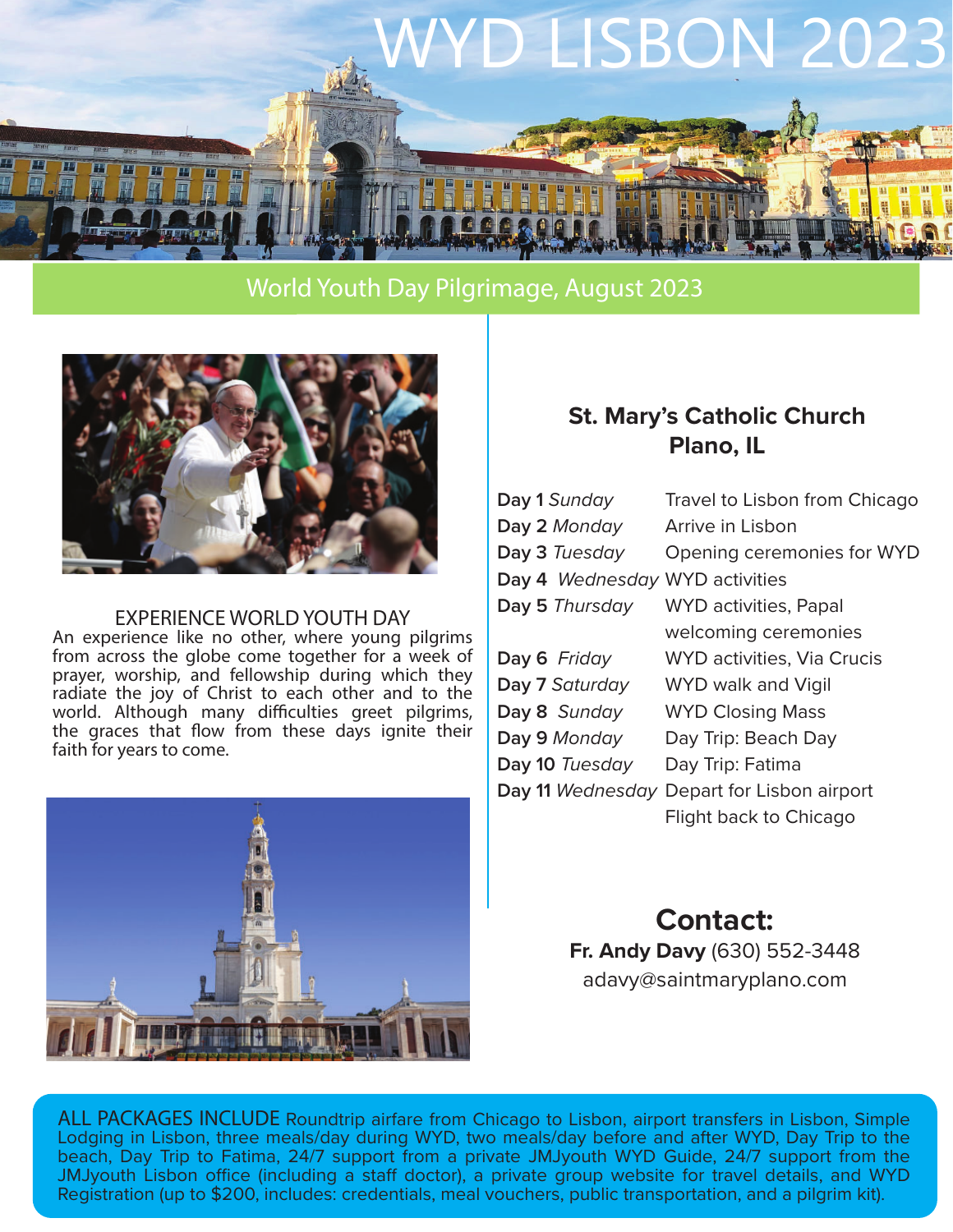# WYD LISBON 2023

## World Youth Day Pilgrimage, August 2023

### EXPERIENCE WORLD YOUTH DAY

An experience like no other, where young pilgrims from across the globe come together for a week of prayer, worship, and fellowship during which they radiate the joy of Christ to each other and to the world. Although many difficulties greet pilgrims, the graces that flow from these days ignite their faith for years to come.

### St. Mary's Catholic Church
### Plano, IL

| Day | Activity |
|---|---|
| **Day 1** *Sunday* | Travel to Lisbon from Chicago |
| **Day 2** *Monday* | Arrive in Lisbon |
| **Day 3** *Tuesday* | Opening ceremonies for WYD |
| **Day 4** *Wednesday* | WYD activities |
| **Day 5** *Thursday* | WYD activities, Papal welcoming ceremonies |
| **Day 6** *Friday* | WYD activities, Via Crucis |
| **Day 7** *Saturday* | WYD walk and Vigil |
| **Day 8** *Sunday* | WYD Closing Mass |
| **Day 9** *Monday* | Day Trip: Beach Day |
| **Day 10** *Tuesday* | Day Trip: Fatima |
| **Day 11** *Wednesday* | Depart for Lisbon airport Flight back to Chicago |

## Contact:

**Fr. Andy Davy** (630) 552-3448
adavy@saintmaryplano.com

ALL PACKAGES INCLUDE Roundtrip airfare from Chicago to Lisbon, airport transfers in Lisbon, Simple Lodging in Lisbon, three meals/day during WYD, two meals/day before and after WYD, Day Trip to the beach, Day Trip to Fatima, 24/7 support from a private JMJyouth WYD Guide, 24/7 support from the JMJyouth Lisbon office (including a staff doctor), a private group website for travel details, and WYD Registration (up to $200, includes: credentials, meal vouchers, public transportation, and a pilgrim kit).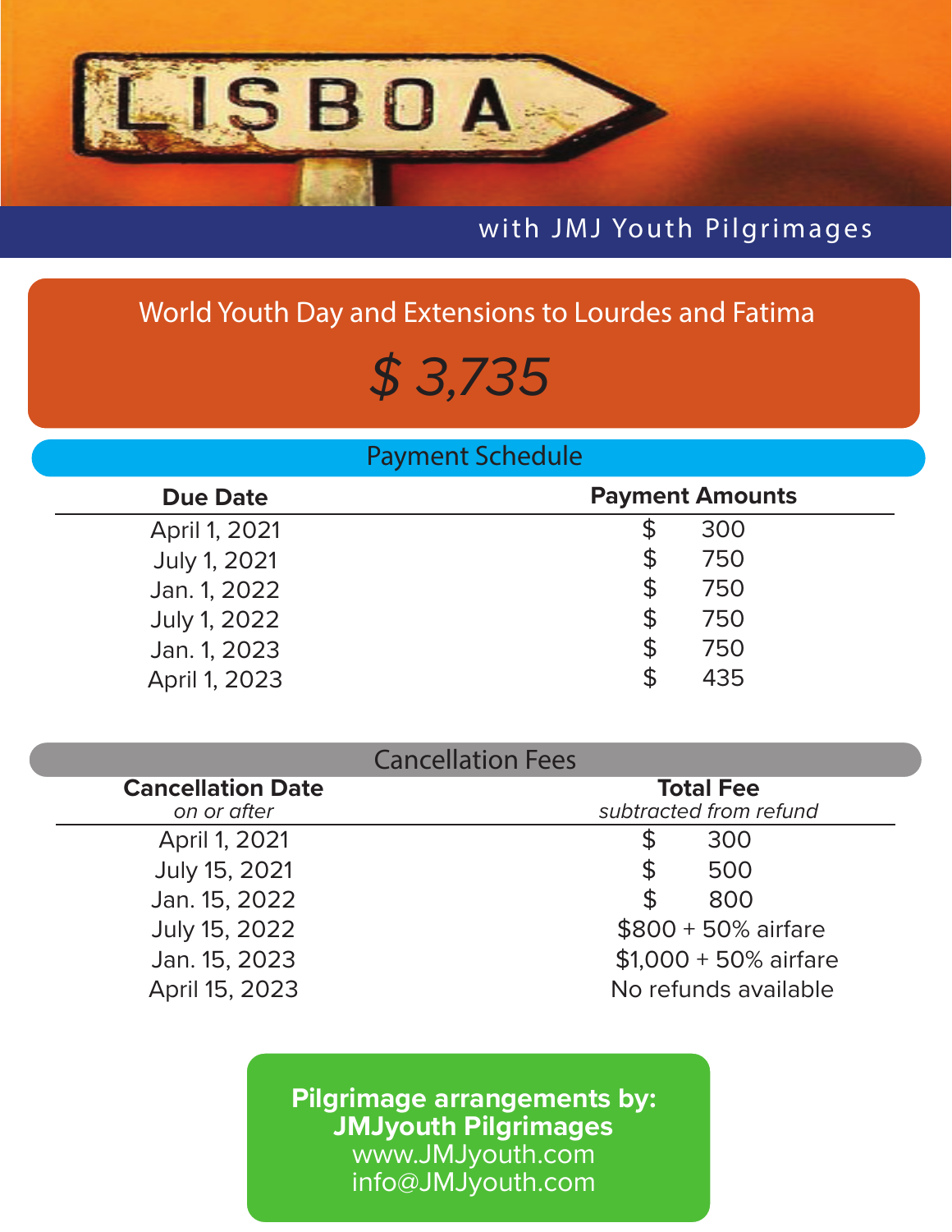# LISBOA

with JMJ Youth Pilgrimages

## World Youth Day and Extensions to Lourdes and Fatima

## $ 3,735

### Payment Schedule

| Due Date | Payment Amounts |
|---|---|
| April 1, 2021 | $ 300 |
| July 1, 2021 | $ 750 |
| Jan. 1, 2022 | $ 750 |
| July 1, 2022 | $ 750 |
| Jan. 1, 2023 | $ 750 |
| April 1, 2023 | $ 435 |

### Cancellation Fees

| **Cancellation Date** *on or after* | **Total Fee** *subtracted from refund* |
|---|---|
| April 1, 2021 | $ 300 |
| July 15, 2021 | $ 500 |
| Jan. 15, 2022 | $ 800 |
| July 15, 2022 | $800 + 50% airfare |
| Jan. 15, 2023 | $1,000 + 50% airfare |
| April 15, 2023 | No refunds available |

**Pilgrimage arrangements by:**
**JMJyouth Pilgrimages**
www.JMJyouth.com
info@JMJyouth.com